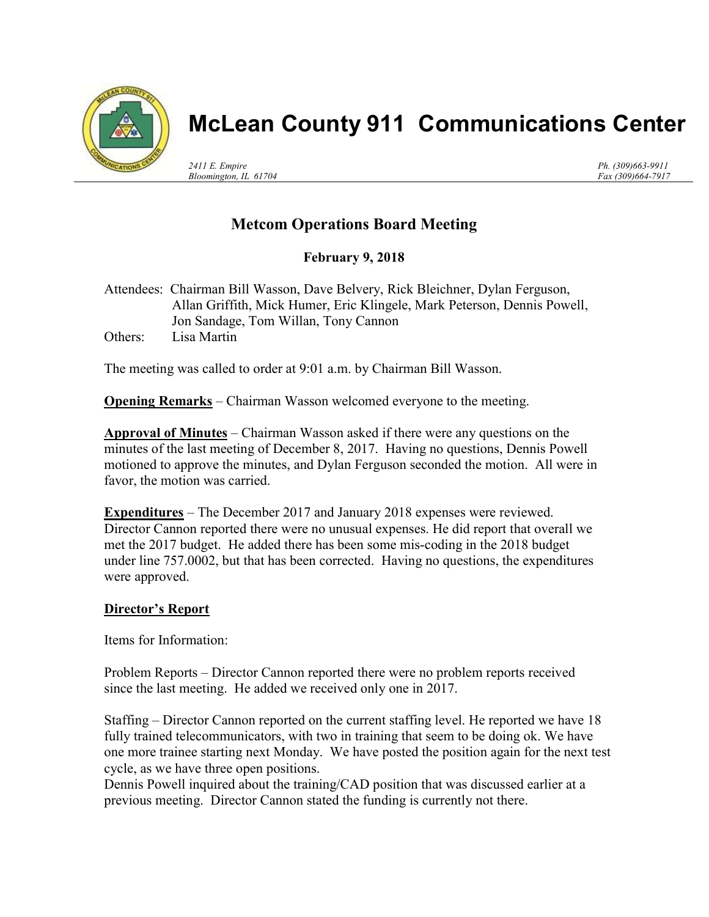# McLean County 911 Communications Center

*2411 E. Empire*
*Bloomington, IL 61704*

*Ph. (309)663-9911*
*Fax (309)664-7917*

## Metcom Operations Board Meeting

**February 9, 2018**

Attendees: Chairman Bill Wasson, Dave Belvery, Rick Bleichner, Dylan Ferguson, Allan Griffith, Mick Humer, Eric Klingele, Mark Peterson, Dennis Powell, Jon Sandage, Tom Willan, Tony Cannon
Others: Lisa Martin

The meeting was called to order at 9:01 a.m. by Chairman Bill Wasson.

**Opening Remarks** – Chairman Wasson welcomed everyone to the meeting.

**Approval of Minutes** – Chairman Wasson asked if there were any questions on the minutes of the last meeting of December 8, 2017. Having no questions, Dennis Powell motioned to approve the minutes, and Dylan Ferguson seconded the motion. All were in favor, the motion was carried.

**Expenditures** – The December 2017 and January 2018 expenses were reviewed. Director Cannon reported there were no unusual expenses. He did report that overall we met the 2017 budget. He added there has been some mis-coding in the 2018 budget under line 757.0002, but that has been corrected. Having no questions, the expenditures were approved.

**Director's Report**

Items for Information:

Problem Reports – Director Cannon reported there were no problem reports received since the last meeting. He added we received only one in 2017.

Staffing – Director Cannon reported on the current staffing level. He reported we have 18 fully trained telecommunicators, with two in training that seem to be doing ok. We have one more trainee starting next Monday. We have posted the position again for the next test cycle, as we have three open positions.
Dennis Powell inquired about the training/CAD position that was discussed earlier at a previous meeting. Director Cannon stated the funding is currently not there.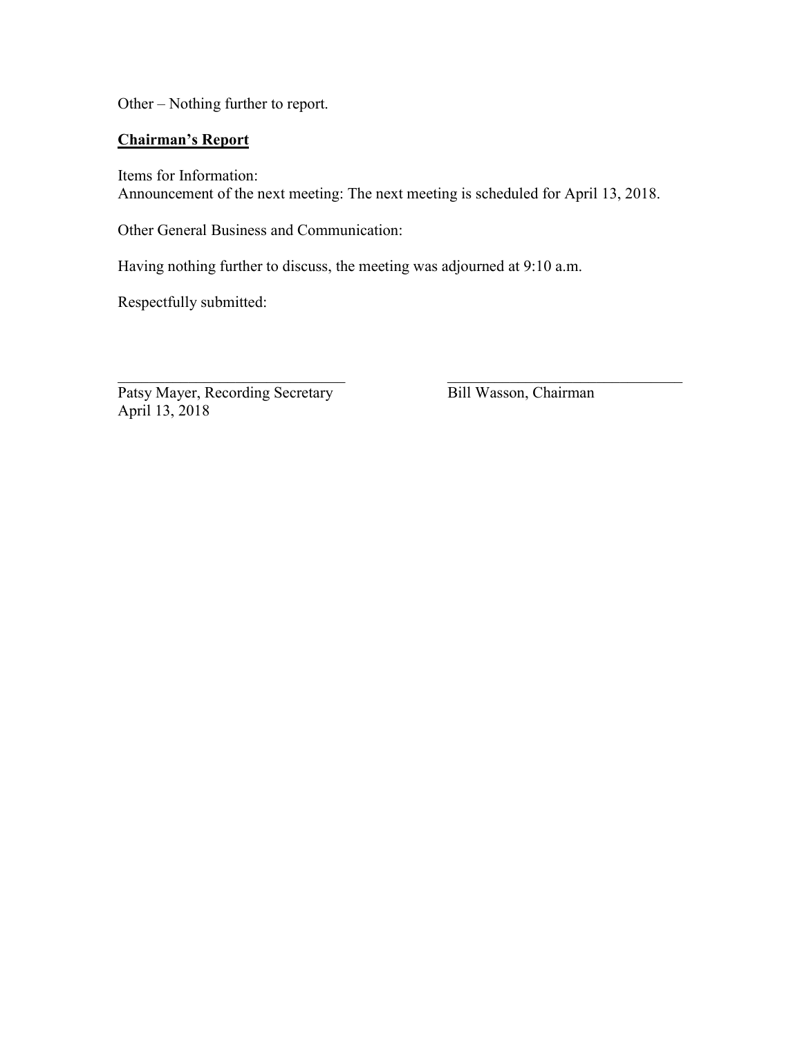Other – Nothing further to report.

**Chairman's Report**

Items for Information:
Announcement of the next meeting: The next meeting is scheduled for April 13, 2018.

Other General Business and Communication:

Having nothing further to discuss, the meeting was adjourned at 9:10 a.m.

Respectfully submitted:

| | |
|---|---|
| \_\_\_\_\_\_\_\_\_\_\_\_\_\_\_\_\_\_\_\_\_\_\_\_\_\_\_\_\_ | \_\_\_\_\_\_\_\_\_\_\_\_\_\_\_\_\_\_\_\_\_\_\_\_\_\_\_\_\_ |
| Patsy Mayer, Recording Secretary | Bill Wasson, Chairman |
| April 13, 2018 | |